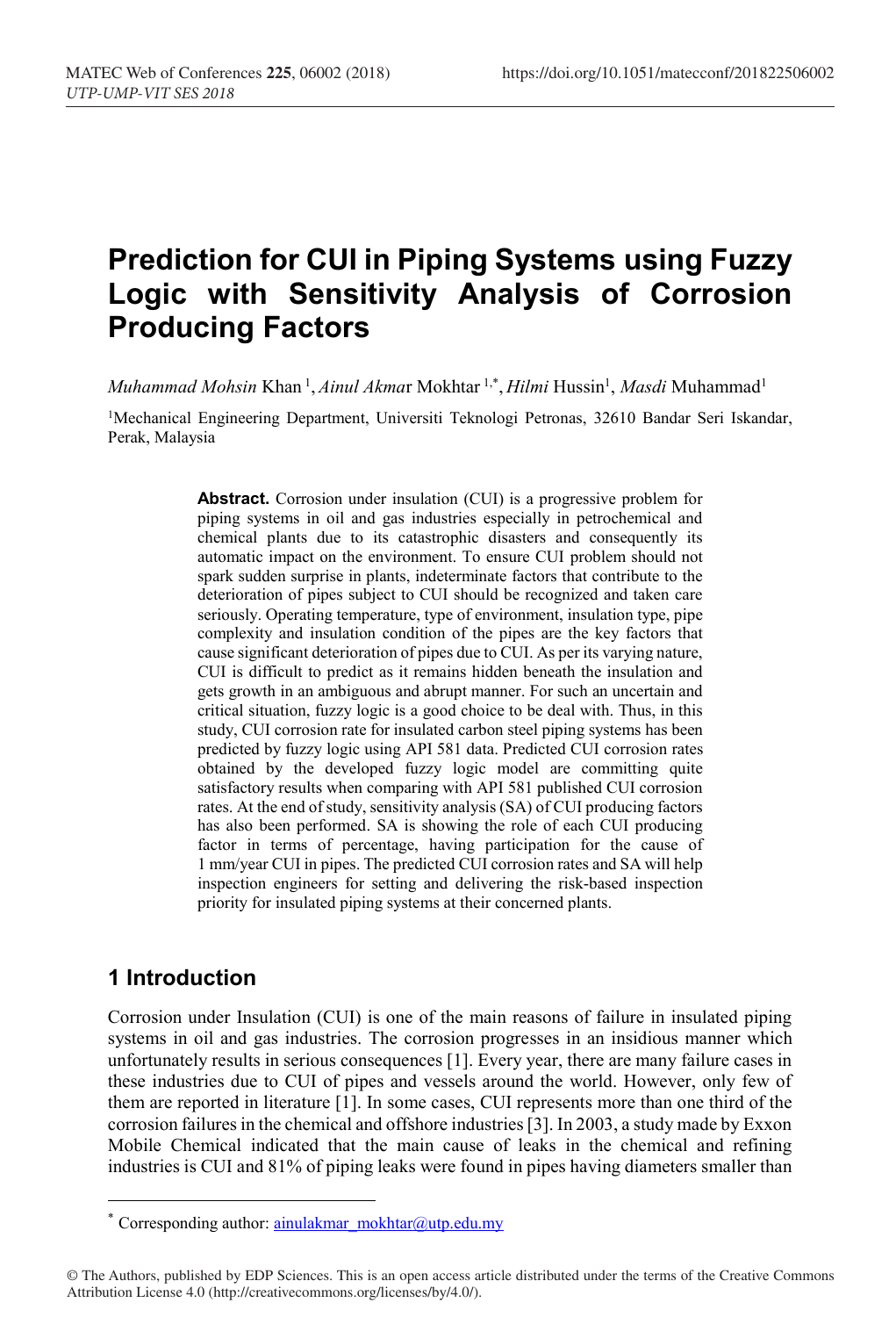# Prediction for CUI in Piping Systems using Fuzzy Logic with Sensitivity Analysis of Corrosion Producing Factors

*Muhammad Mohsin* Khan [1], *Ainul Akma*r Mokhtar [1,*], *Hilmi* Hussin[1], *Masdi* Muhammad[1]

[1]Mechanical Engineering Department, Universiti Teknologi Petronas, 32610 Bandar Seri Iskandar, Perak, Malaysia

**Abstract.** Corrosion under insulation (CUI) is a progressive problem for piping systems in oil and gas industries especially in petrochemical and chemical plants due to its catastrophic disasters and consequently its automatic impact on the environment. To ensure CUI problem should not spark sudden surprise in plants, indeterminate factors that contribute to the deterioration of pipes subject to CUI should be recognized and taken care seriously. Operating temperature, type of environment, insulation type, pipe complexity and insulation condition of the pipes are the key factors that cause significant deterioration of pipes due to CUI. As per its varying nature, CUI is difficult to predict as it remains hidden beneath the insulation and gets growth in an ambiguous and abrupt manner. For such an uncertain and critical situation, fuzzy logic is a good choice to be deal with. Thus, in this study, CUI corrosion rate for insulated carbon steel piping systems has been predicted by fuzzy logic using API 581 data. Predicted CUI corrosion rates obtained by the developed fuzzy logic model are committing quite satisfactory results when comparing with API 581 published CUI corrosion rates. At the end of study, sensitivity analysis (SA) of CUI producing factors has also been performed. SA is showing the role of each CUI producing factor in terms of percentage, having participation for the cause of 1 mm/year CUI in pipes. The predicted CUI corrosion rates and SA will help inspection engineers for setting and delivering the risk-based inspection priority for insulated piping systems at their concerned plants.

## 1 Introduction

Corrosion under Insulation (CUI) is one of the main reasons of failure in insulated piping systems in oil and gas industries. The corrosion progresses in an insidious manner which unfortunately results in serious consequences [1]. Every year, there are many failure cases in these industries due to CUI of pipes and vessels around the world. However, only few of them are reported in literature [1]. In some cases, CUI represents more than one third of the corrosion failures in the chemical and offshore industries [3]. In 2003, a study made by Exxon Mobile Chemical indicated that the main cause of leaks in the chemical and refining industries is CUI and 81% of piping leaks were found in pipes having diameters smaller than

* Corresponding author: ainulakmar_mokhtar@utp.edu.my

© The Authors, published by EDP Sciences. This is an open access article distributed under the terms of the Creative Commons Attribution License 4.0 (http://creativecommons.org/licenses/by/4.0/).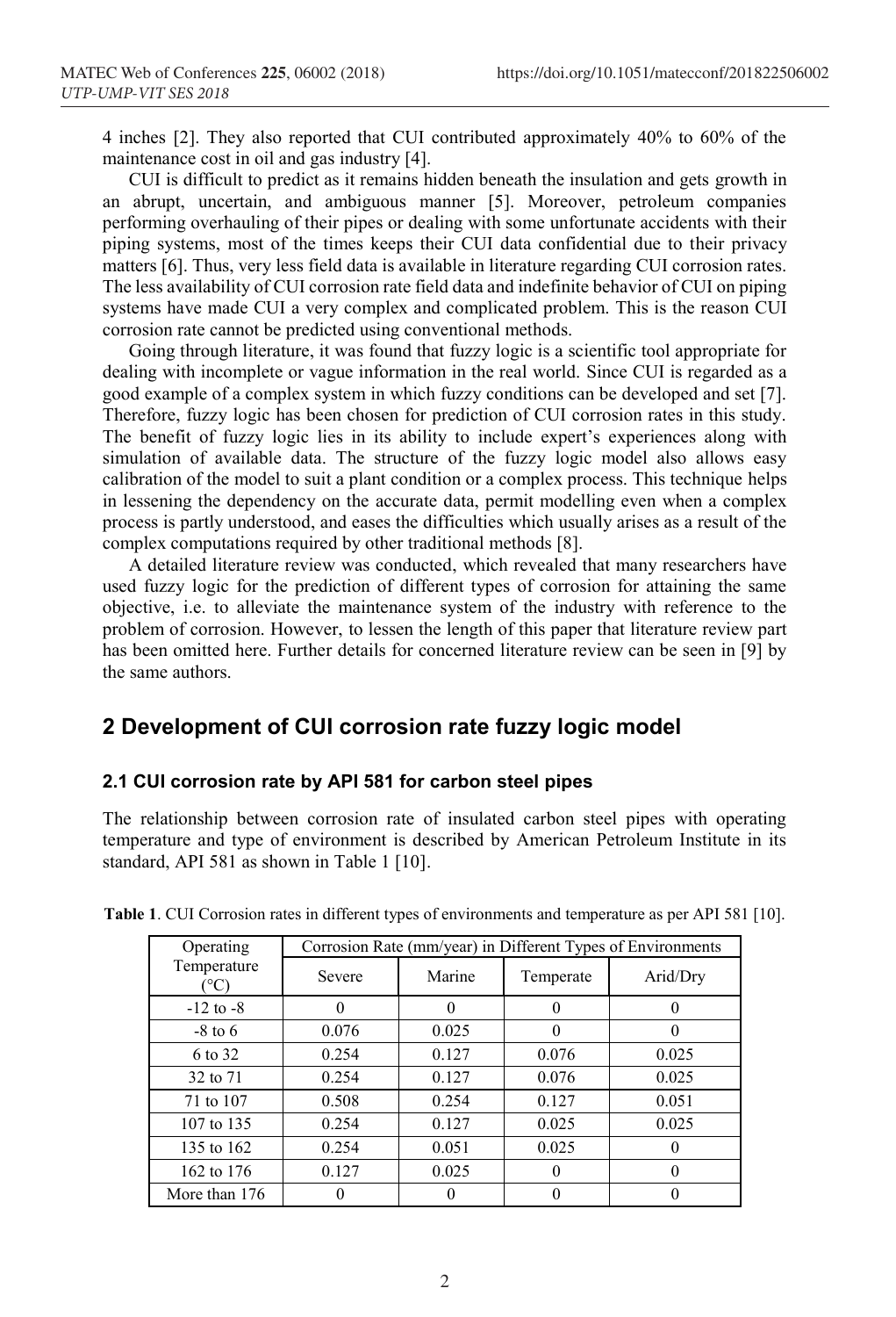4 inches [2]. They also reported that CUI contributed approximately 40% to 60% of the maintenance cost in oil and gas industry [4].

CUI is difficult to predict as it remains hidden beneath the insulation and gets growth in an abrupt, uncertain, and ambiguous manner [5]. Moreover, petroleum companies performing overhauling of their pipes or dealing with some unfortunate accidents with their piping systems, most of the times keeps their CUI data confidential due to their privacy matters [6]. Thus, very less field data is available in literature regarding CUI corrosion rates. The less availability of CUI corrosion rate field data and indefinite behavior of CUI on piping systems have made CUI a very complex and complicated problem. This is the reason CUI corrosion rate cannot be predicted using conventional methods.

Going through literature, it was found that fuzzy logic is a scientific tool appropriate for dealing with incomplete or vague information in the real world. Since CUI is regarded as a good example of a complex system in which fuzzy conditions can be developed and set [7]. Therefore, fuzzy logic has been chosen for prediction of CUI corrosion rates in this study. The benefit of fuzzy logic lies in its ability to include expert's experiences along with simulation of available data. The structure of the fuzzy logic model also allows easy calibration of the model to suit a plant condition or a complex process. This technique helps in lessening the dependency on the accurate data, permit modelling even when a complex process is partly understood, and eases the difficulties which usually arises as a result of the complex computations required by other traditional methods [8].

A detailed literature review was conducted, which revealed that many researchers have used fuzzy logic for the prediction of different types of corrosion for attaining the same objective, i.e. to alleviate the maintenance system of the industry with reference to the problem of corrosion. However, to lessen the length of this paper that literature review part has been omitted here. Further details for concerned literature review can be seen in [9] by the same authors.

## 2 Development of CUI corrosion rate fuzzy logic model

### 2.1 CUI corrosion rate by API 581 for carbon steel pipes

The relationship between corrosion rate of insulated carbon steel pipes with operating temperature and type of environment is described by American Petroleum Institute in its standard, API 581 as shown in Table 1 [10].

**Table 1**. CUI Corrosion rates in different types of environments and temperature as per API 581 [10].

| Operating Temperature (°C) | Corrosion Rate (mm/year) in Different Types of Environments | | | |
|---|---|---|---|---|
| | Severe | Marine | Temperate | Arid/Dry |
| -12 to -8 | 0 | 0 | 0 | 0 |
| -8 to 6 | 0.076 | 0.025 | 0 | 0 |
| 6 to 32 | 0.254 | 0.127 | 0.076 | 0.025 |
| 32 to 71 | 0.254 | 0.127 | 0.076 | 0.025 |
| 71 to 107 | 0.508 | 0.254 | 0.127 | 0.051 |
| 107 to 135 | 0.254 | 0.127 | 0.025 | 0.025 |
| 135 to 162 | 0.254 | 0.051 | 0.025 | 0 |
| 162 to 176 | 0.127 | 0.025 | 0 | 0 |
| More than 176 | 0 | 0 | 0 | 0 |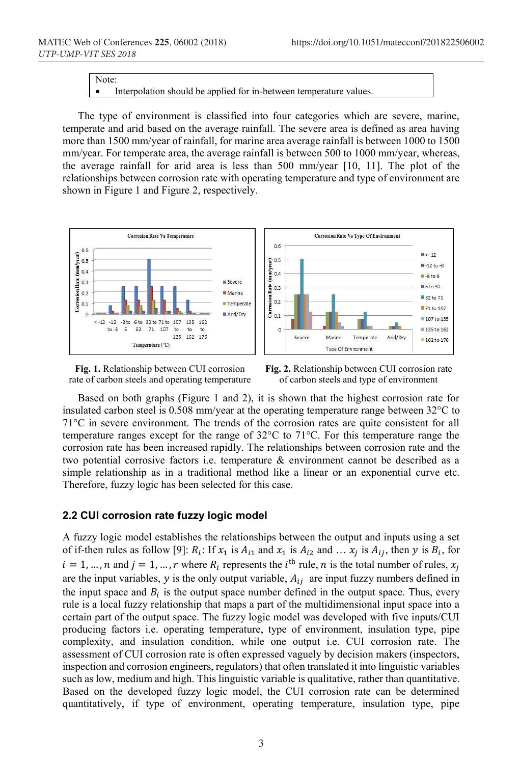Note:

- Interpolation should be applied for in-between temperature values.

The type of environment is classified into four categories which are severe, marine, temperate and arid based on the average rainfall. The severe area is defined as area having more than 1500 mm/year of rainfall, for marine area average rainfall is between 1000 to 1500 mm/year. For temperate area, the average rainfall is between 500 to 1000 mm/year, whereas, the average rainfall for arid area is less than 500 mm/year [10, 11]. The plot of the relationships between corrosion rate with operating temperature and type of environment are shown in Figure 1 and Figure 2, respectively.

**Fig. 1.** Relationship between CUI corrosion rate of carbon steels and operating temperature

**Fig. 2.** Relationship between CUI corrosion rate of carbon steels and type of environment

Based on both graphs (Figure 1 and 2), it is shown that the highest corrosion rate for insulated carbon steel is 0.508 mm/year at the operating temperature range between 32°C to 71°C in severe environment. The trends of the corrosion rates are quite consistent for all temperature ranges except for the range of 32°C to 71°C. For this temperature range the corrosion rate has been increased rapidly. The relationships between corrosion rate and the two potential corrosive factors i.e. temperature & environment cannot be described as a simple relationship as in a traditional method like a linear or an exponential curve etc. Therefore, fuzzy logic has been selected for this case.

### 2.2 CUI corrosion rate fuzzy logic model

A fuzzy logic model establishes the relationships between the output and inputs using a set of if-then rules as follow [9]: $R_i$: If $x_1$ is $A_{i1}$ and $x_1$ is $A_{i2}$ and … $x_j$ is $A_{ij}$, then $y$ is $B_i$, for $i = 1, \dots, n$ and $j = 1, \dots, r$ where $R_i$ represents the $i^{\text{th}}$ rule, $n$ is the total number of rules, $x_j$ are the input variables, $y$ is the only output variable, $A_{ij}$ are input fuzzy numbers defined in the input space and $B_i$ is the output space number defined in the output space. Thus, every rule is a local fuzzy relationship that maps a part of the multidimensional input space into a certain part of the output space. The fuzzy logic model was developed with five inputs/CUI producing factors i.e. operating temperature, type of environment, insulation type, pipe complexity, and insulation condition, while one output i.e. CUI corrosion rate. The assessment of CUI corrosion rate is often expressed vaguely by decision makers (inspectors, inspection and corrosion engineers, regulators) that often translated it into linguistic variables such as low, medium and high. This linguistic variable is qualitative, rather than quantitative. Based on the developed fuzzy logic model, the CUI corrosion rate can be determined quantitatively, if type of environment, operating temperature, insulation type, pipe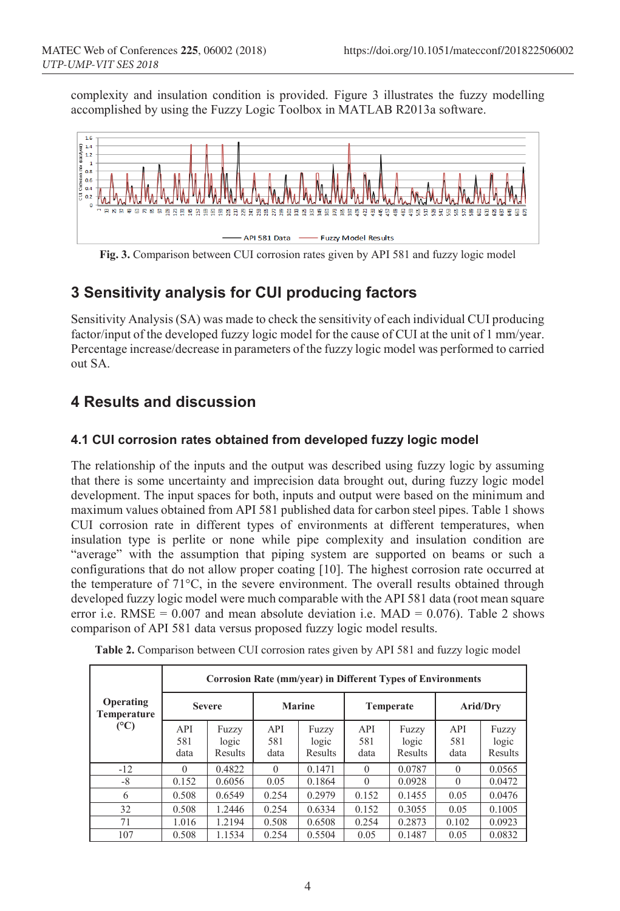complexity and insulation condition is provided. Figure 3 illustrates the fuzzy modelling accomplished by using the Fuzzy Logic Toolbox in MATLAB R2013a software.

**Fig. 3.** Comparison between CUI corrosion rates given by API 581 and fuzzy logic model

## 3 Sensitivity analysis for CUI producing factors

Sensitivity Analysis (SA) was made to check the sensitivity of each individual CUI producing factor/input of the developed fuzzy logic model for the cause of CUI at the unit of 1 mm/year. Percentage increase/decrease in parameters of the fuzzy logic model was performed to carried out SA.

## 4 Results and discussion

### 4.1 CUI corrosion rates obtained from developed fuzzy logic model

The relationship of the inputs and the output was described using fuzzy logic by assuming that there is some uncertainty and imprecision data brought out, during fuzzy logic model development. The input spaces for both, inputs and output were based on the minimum and maximum values obtained from API 581 published data for carbon steel pipes. Table 1 shows CUI corrosion rate in different types of environments at different temperatures, when insulation type is perlite or none while pipe complexity and insulation condition are "average" with the assumption that piping system are supported on beams or such a configurations that do not allow proper coating [10]. The highest corrosion rate occurred at the temperature of 71°C, in the severe environment. The overall results obtained through developed fuzzy logic model were much comparable with the API 581 data (root mean square error i.e. RMSE = 0.007 and mean absolute deviation i.e. MAD = 0.076). Table 2 shows comparison of API 581 data versus proposed fuzzy logic model results.

**Table 2.** Comparison between CUI corrosion rates given by API 581 and fuzzy logic model

| Operating Temperature (°C) | Corrosion Rate (mm/year) in Different Types of Environments | | | | | | | |
|---|---|---|---|---|---|---|---|---|
| | Severe | | Marine | | Temperate | | Arid/Dry | |
| | API 581 data | Fuzzy logic Results | API 581 data | Fuzzy logic Results | API 581 data | Fuzzy logic Results | API 581 data | Fuzzy logic Results |
| -12 | 0 | 0.4822 | 0 | 0.1471 | 0 | 0.0787 | 0 | 0.0565 |
| -8 | 0.152 | 0.6056 | 0.05 | 0.1864 | 0 | 0.0928 | 0 | 0.0472 |
| 6 | 0.508 | 0.6549 | 0.254 | 0.2979 | 0.152 | 0.1455 | 0.05 | 0.0476 |
| 32 | 0.508 | 1.2446 | 0.254 | 0.6334 | 0.152 | 0.3055 | 0.05 | 0.1005 |
| 71 | 1.016 | 1.2194 | 0.508 | 0.6508 | 0.254 | 0.2873 | 0.102 | 0.0923 |
| 107 | 0.508 | 1.1534 | 0.254 | 0.5504 | 0.05 | 0.1487 | 0.05 | 0.0832 |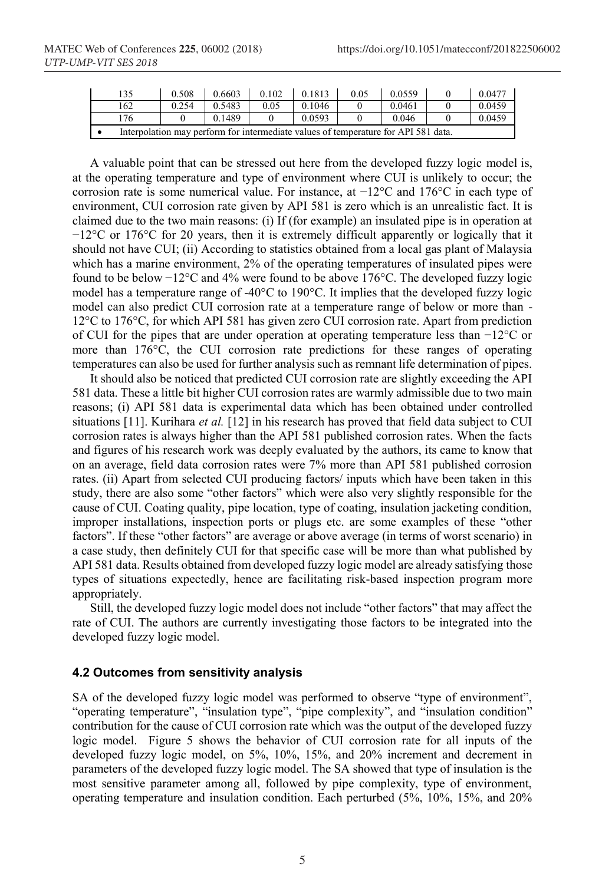| 135 | 0.508 | 0.6603 | 0.102 | 0.1813 | 0.05 | 0.0559 | 0 | 0.0477 |
|---|---|---|---|---|---|---|---|---|
| 162 | 0.254 | 0.5483 | 0.05 | 0.1046 | 0 | 0.0461 | 0 | 0.0459 |
| 176 | 0 | 0.1489 | 0 | 0.0593 | 0 | 0.046 | 0 | 0.0459 |
| • Interpolation may perform for intermediate values of temperature for API 581 data. | | | | | | | | |

A valuable point that can be stressed out here from the developed fuzzy logic model is, at the operating temperature and type of environment where CUI is unlikely to occur; the corrosion rate is some numerical value. For instance, at −12°C and 176°C in each type of environment, CUI corrosion rate given by API 581 is zero which is an unrealistic fact. It is claimed due to the two main reasons: (i) If (for example) an insulated pipe is in operation at −12°C or 176°C for 20 years, then it is extremely difficult apparently or logically that it should not have CUI; (ii) According to statistics obtained from a local gas plant of Malaysia which has a marine environment, 2% of the operating temperatures of insulated pipes were found to be below −12°C and 4% were found to be above 176°C. The developed fuzzy logic model has a temperature range of -40°C to 190°C. It implies that the developed fuzzy logic model can also predict CUI corrosion rate at a temperature range of below or more than -12°C to 176°C, for which API 581 has given zero CUI corrosion rate. Apart from prediction of CUI for the pipes that are under operation at operating temperature less than −12°C or more than 176°C, the CUI corrosion rate predictions for these ranges of operating temperatures can also be used for further analysis such as remnant life determination of pipes.

It should also be noticed that predicted CUI corrosion rate are slightly exceeding the API 581 data. These a little bit higher CUI corrosion rates are warmly admissible due to two main reasons; (i) API 581 data is experimental data which has been obtained under controlled situations [11]. Kurihara *et al.* [12] in his research has proved that field data subject to CUI corrosion rates is always higher than the API 581 published corrosion rates. When the facts and figures of his research work was deeply evaluated by the authors, its came to know that on an average, field data corrosion rates were 7% more than API 581 published corrosion rates. (ii) Apart from selected CUI producing factors/ inputs which have been taken in this study, there are also some "other factors" which were also very slightly responsible for the cause of CUI. Coating quality, pipe location, type of coating, insulation jacketing condition, improper installations, inspection ports or plugs etc. are some examples of these "other factors". If these "other factors" are average or above average (in terms of worst scenario) in a case study, then definitely CUI for that specific case will be more than what published by API 581 data. Results obtained from developed fuzzy logic model are already satisfying those types of situations expectedly, hence are facilitating risk-based inspection program more appropriately.

Still, the developed fuzzy logic model does not include "other factors" that may affect the rate of CUI. The authors are currently investigating those factors to be integrated into the developed fuzzy logic model.

### 4.2 Outcomes from sensitivity analysis

SA of the developed fuzzy logic model was performed to observe "type of environment", "operating temperature", "insulation type", "pipe complexity", and "insulation condition" contribution for the cause of CUI corrosion rate which was the output of the developed fuzzy logic model. Figure 5 shows the behavior of CUI corrosion rate for all inputs of the developed fuzzy logic model, on 5%, 10%, 15%, and 20% increment and decrement in parameters of the developed fuzzy logic model. The SA showed that type of insulation is the most sensitive parameter among all, followed by pipe complexity, type of environment, operating temperature and insulation condition. Each perturbed (5%, 10%, 15%, and 20%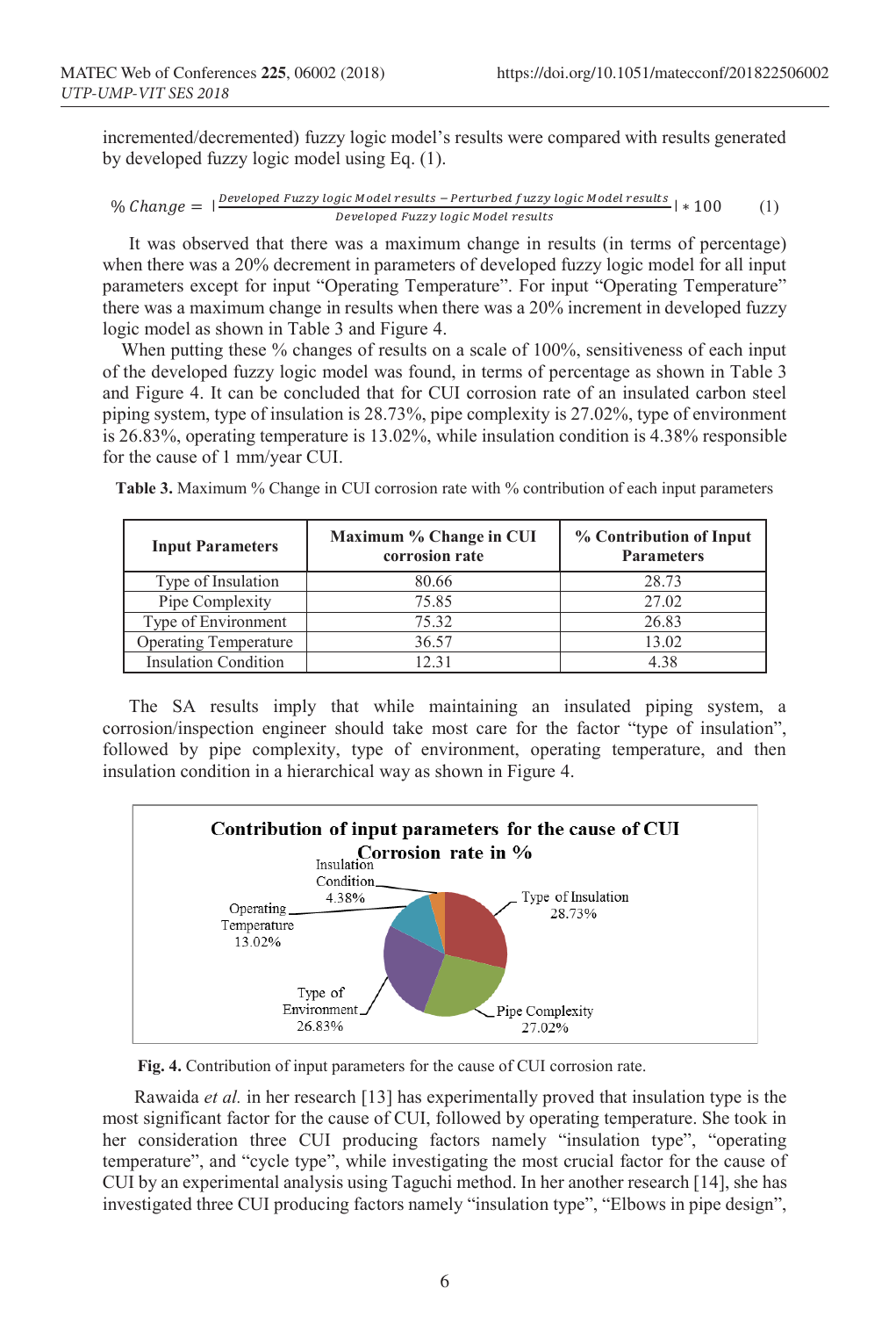incremented/decremented) fuzzy logic model's results were compared with results generated by developed fuzzy logic model using Eq. (1).

$$\% \, Change = \left| \frac{Developed \; Fuzzy \; logic \; Model \; results - Perturbed \; fuzzy \; logic \; Model \; results}{Developed \; Fuzzy \; logic \; Model \; results} \right| * 100 \qquad (1)$$

It was observed that there was a maximum change in results (in terms of percentage) when there was a 20% decrement in parameters of developed fuzzy logic model for all input parameters except for input "Operating Temperature". For input "Operating Temperature" there was a maximum change in results when there was a 20% increment in developed fuzzy logic model as shown in Table 3 and Figure 4.

When putting these % changes of results on a scale of 100%, sensitiveness of each input of the developed fuzzy logic model was found, in terms of percentage as shown in Table 3 and Figure 4. It can be concluded that for CUI corrosion rate of an insulated carbon steel piping system, type of insulation is 28.73%, pipe complexity is 27.02%, type of environment is 26.83%, operating temperature is 13.02%, while insulation condition is 4.38% responsible for the cause of 1 mm/year CUI.

**Table 3.** Maximum % Change in CUI corrosion rate with % contribution of each input parameters

| Input Parameters | Maximum % Change in CUI corrosion rate | % Contribution of Input Parameters |
|---|---|---|
| Type of Insulation | 80.66 | 28.73 |
| Pipe Complexity | 75.85 | 27.02 |
| Type of Environment | 75.32 | 26.83 |
| Operating Temperature | 36.57 | 13.02 |
| Insulation Condition | 12.31 | 4.38 |

The SA results imply that while maintaining an insulated piping system, a corrosion/inspection engineer should take most care for the factor "type of insulation", followed by pipe complexity, type of environment, operating temperature, and then insulation condition in a hierarchical way as shown in Figure 4.

**Fig. 4.** Contribution of input parameters for the cause of CUI corrosion rate.

Rawaida *et al.* in her research [13] has experimentally proved that insulation type is the most significant factor for the cause of CUI, followed by operating temperature. She took in her consideration three CUI producing factors namely "insulation type", "operating temperature", and "cycle type", while investigating the most crucial factor for the cause of CUI by an experimental analysis using Taguchi method. In her another research [14], she has investigated three CUI producing factors namely "insulation type", "Elbows in pipe design",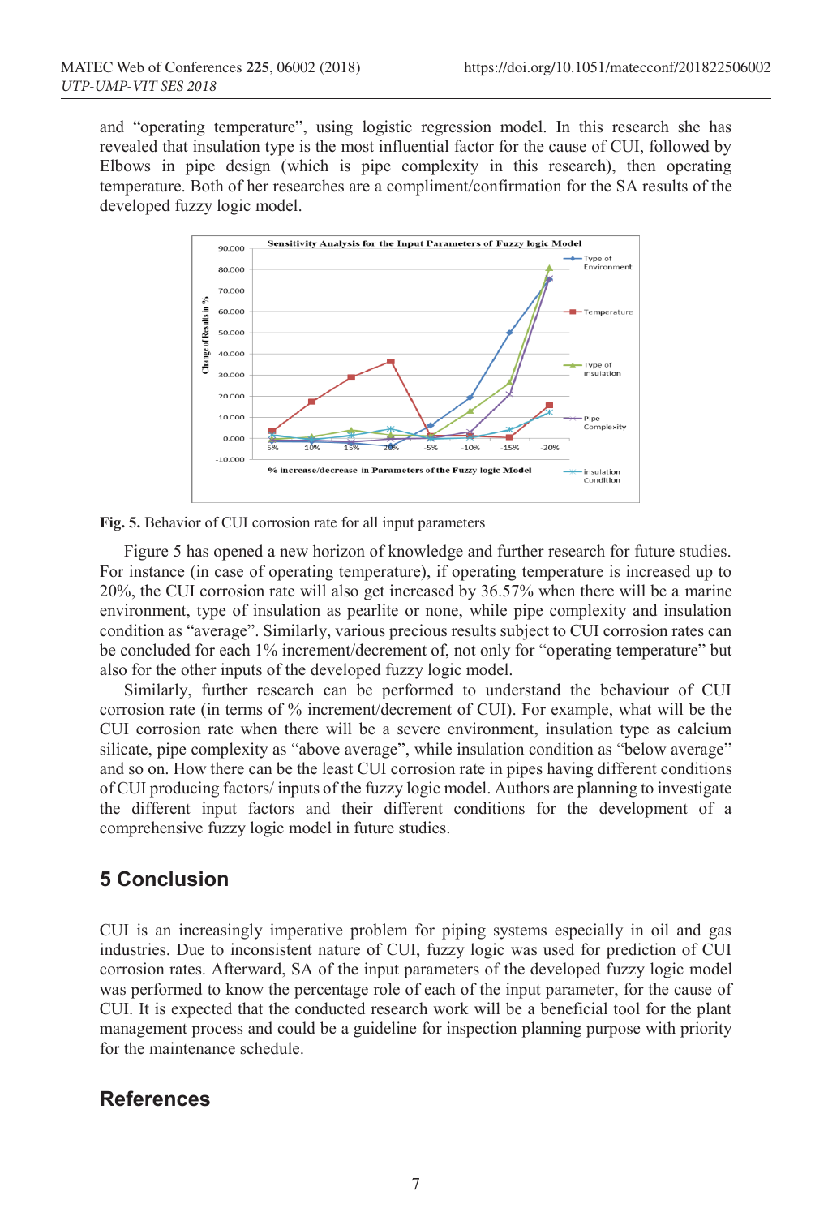and "operating temperature", using logistic regression model. In this research she has revealed that insulation type is the most influential factor for the cause of CUI, followed by Elbows in pipe design (which is pipe complexity in this research), then operating temperature. Both of her researches are a compliment/confirmation for the SA results of the developed fuzzy logic model.

**Fig. 5.** Behavior of CUI corrosion rate for all input parameters

Figure 5 has opened a new horizon of knowledge and further research for future studies. For instance (in case of operating temperature), if operating temperature is increased up to 20%, the CUI corrosion rate will also get increased by 36.57% when there will be a marine environment, type of insulation as pearlite or none, while pipe complexity and insulation condition as "average". Similarly, various precious results subject to CUI corrosion rates can be concluded for each 1% increment/decrement of, not only for "operating temperature" but also for the other inputs of the developed fuzzy logic model.

Similarly, further research can be performed to understand the behaviour of CUI corrosion rate (in terms of % increment/decrement of CUI). For example, what will be the CUI corrosion rate when there will be a severe environment, insulation type as calcium silicate, pipe complexity as "above average", while insulation condition as "below average" and so on. How there can be the least CUI corrosion rate in pipes having different conditions of CUI producing factors/ inputs of the fuzzy logic model. Authors are planning to investigate the different input factors and their different conditions for the development of a comprehensive fuzzy logic model in future studies.

## 5 Conclusion

CUI is an increasingly imperative problem for piping systems especially in oil and gas industries. Due to inconsistent nature of CUI, fuzzy logic was used for prediction of CUI corrosion rates. Afterward, SA of the input parameters of the developed fuzzy logic model was performed to know the percentage role of each of the input parameter, for the cause of CUI. It is expected that the conducted research work will be a beneficial tool for the plant management process and could be a guideline for inspection planning purpose with priority for the maintenance schedule.

## References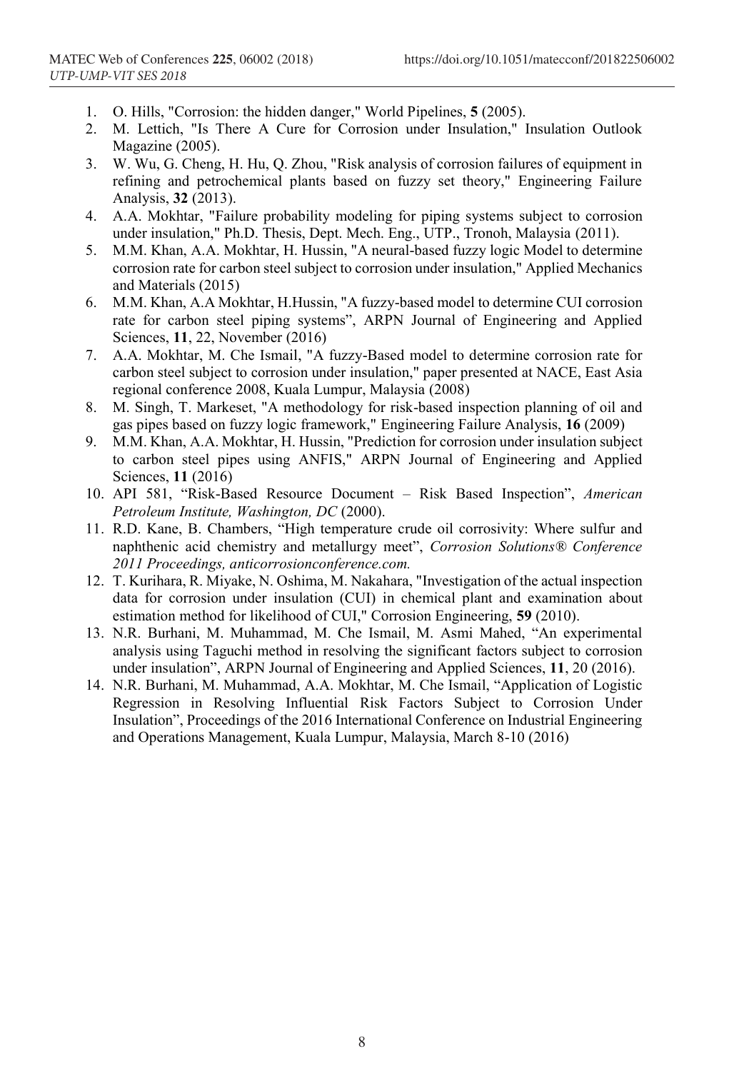1. O. Hills, "Corrosion: the hidden danger," World Pipelines, **5** (2005).
2. M. Lettich, "Is There A Cure for Corrosion under Insulation," Insulation Outlook Magazine (2005).
3. W. Wu, G. Cheng, H. Hu, Q. Zhou, "Risk analysis of corrosion failures of equipment in refining and petrochemical plants based on fuzzy set theory," Engineering Failure Analysis, **32** (2013).
4. A.A. Mokhtar, "Failure probability modeling for piping systems subject to corrosion under insulation," Ph.D. Thesis, Dept. Mech. Eng., UTP., Tronoh, Malaysia (2011).
5. M.M. Khan, A.A. Mokhtar, H. Hussin, "A neural-based fuzzy logic Model to determine corrosion rate for carbon steel subject to corrosion under insulation," Applied Mechanics and Materials (2015)
6. M.M. Khan, A.A Mokhtar, H.Hussin, "A fuzzy-based model to determine CUI corrosion rate for carbon steel piping systems", ARPN Journal of Engineering and Applied Sciences, **11**, 22, November (2016)
7. A.A. Mokhtar, M. Che Ismail, "A fuzzy-Based model to determine corrosion rate for carbon steel subject to corrosion under insulation," paper presented at NACE, East Asia regional conference 2008, Kuala Lumpur, Malaysia (2008)
8. M. Singh, T. Markeset, "A methodology for risk-based inspection planning of oil and gas pipes based on fuzzy logic framework," Engineering Failure Analysis, **16** (2009)
9. M.M. Khan, A.A. Mokhtar, H. Hussin, "Prediction for corrosion under insulation subject to carbon steel pipes using ANFIS," ARPN Journal of Engineering and Applied Sciences, **11** (2016)
10. API 581, "Risk-Based Resource Document – Risk Based Inspection", *American Petroleum Institute, Washington, DC* (2000).
11. R.D. Kane, B. Chambers, "High temperature crude oil corrosivity: Where sulfur and naphthenic acid chemistry and metallurgy meet", *Corrosion Solutions® Conference 2011 Proceedings, anticorrosionconference.com.*
12. T. Kurihara, R. Miyake, N. Oshima, M. Nakahara, "Investigation of the actual inspection data for corrosion under insulation (CUI) in chemical plant and examination about estimation method for likelihood of CUI," Corrosion Engineering, **59** (2010).
13. N.R. Burhani, M. Muhammad, M. Che Ismail, M. Asmi Mahed, "An experimental analysis using Taguchi method in resolving the significant factors subject to corrosion under insulation", ARPN Journal of Engineering and Applied Sciences, **11**, 20 (2016).
14. N.R. Burhani, M. Muhammad, A.A. Mokhtar, M. Che Ismail, "Application of Logistic Regression in Resolving Influential Risk Factors Subject to Corrosion Under Insulation", Proceedings of the 2016 International Conference on Industrial Engineering and Operations Management, Kuala Lumpur, Malaysia, March 8-10 (2016)